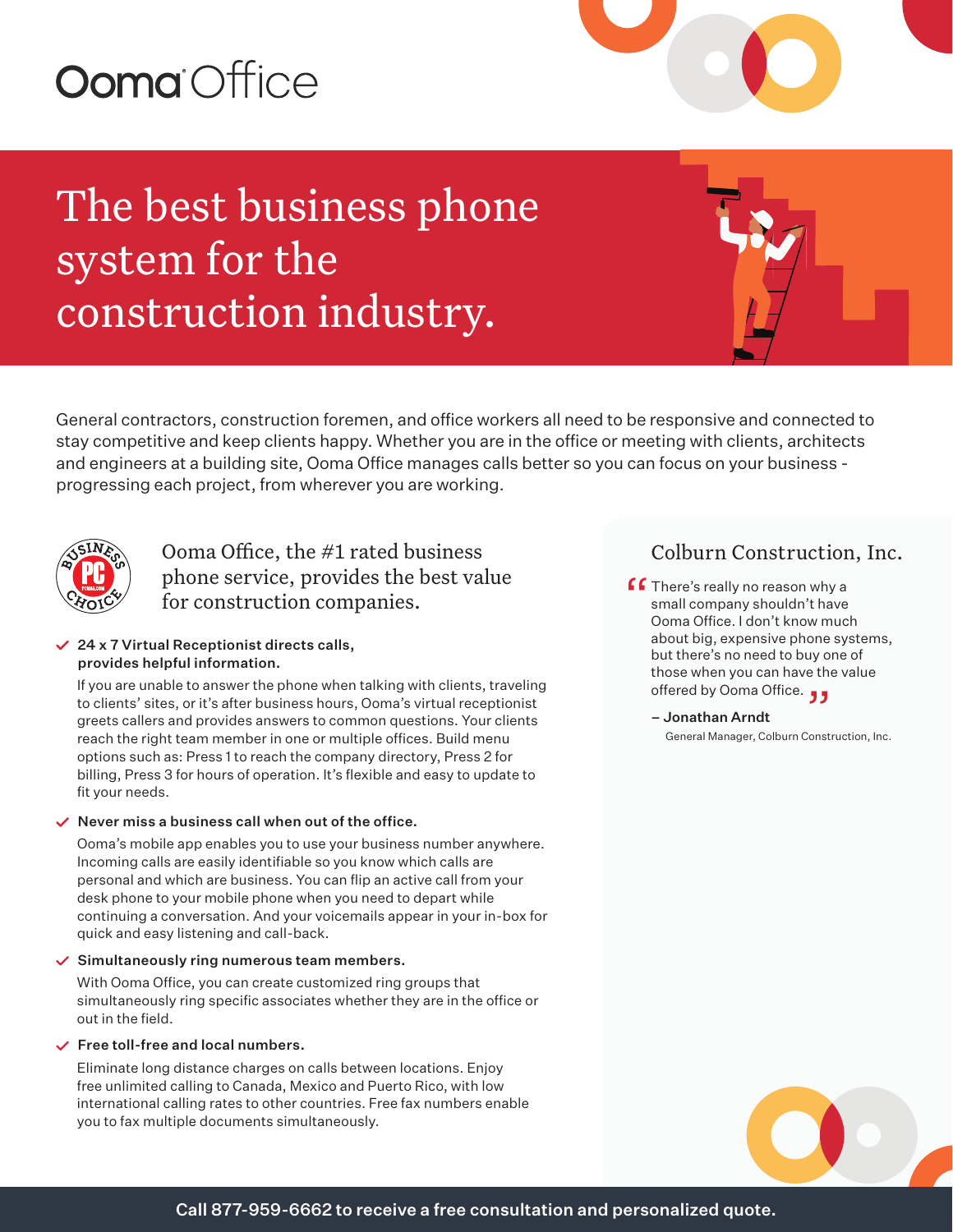Ooma Office

# The best business phone system for the construction industry.

General contractors, construction foremen, and office workers all need to be responsive and connected to stay competitive and keep clients happy. Whether you are in the office or meeting with clients, architects and engineers at a building site, Ooma Office manages calls better so you can focus on your business - progressing each project, from wherever you are working.

## Ooma Office, the #1 rated business phone service, provides the best value for construction companies.

- **24 x 7 Virtual Receptionist directs calls, provides helpful information.**

  If you are unable to answer the phone when talking with clients, traveling to clients' sites, or it's after business hours, Ooma's virtual receptionist greets callers and provides answers to common questions. Your clients reach the right team member in one or multiple offices. Build menu options such as: Press 1 to reach the company directory, Press 2 for billing, Press 3 for hours of operation. It's flexible and easy to update to fit your needs.

- **Never miss a business call when out of the office.**

  Ooma's mobile app enables you to use your business number anywhere. Incoming calls are easily identifiable so you know which calls are personal and which are business. You can flip an active call from your desk phone to your mobile phone when you need to depart while continuing a conversation. And your voicemails appear in your in-box for quick and easy listening and call-back.

- **Simultaneously ring numerous team members.**

  With Ooma Office, you can create customized ring groups that simultaneously ring specific associates whether they are in the office or out in the field.

- **Free toll-free and local numbers.**

  Eliminate long distance charges on calls between locations. Enjoy free unlimited calling to Canada, Mexico and Puerto Rico, with low international calling rates to other countries. Free fax numbers enable you to fax multiple documents simultaneously.

## Colburn Construction, Inc.

"There's really no reason why a small company shouldn't have Ooma Office. I don't know much about big, expensive phone systems, but there's no need to buy one of those when you can have the value offered by Ooma Office."

**– Jonathan Arndt**
General Manager, Colburn Construction, Inc.

**Call 877-959-6662 to receive a free consultation and personalized quote.**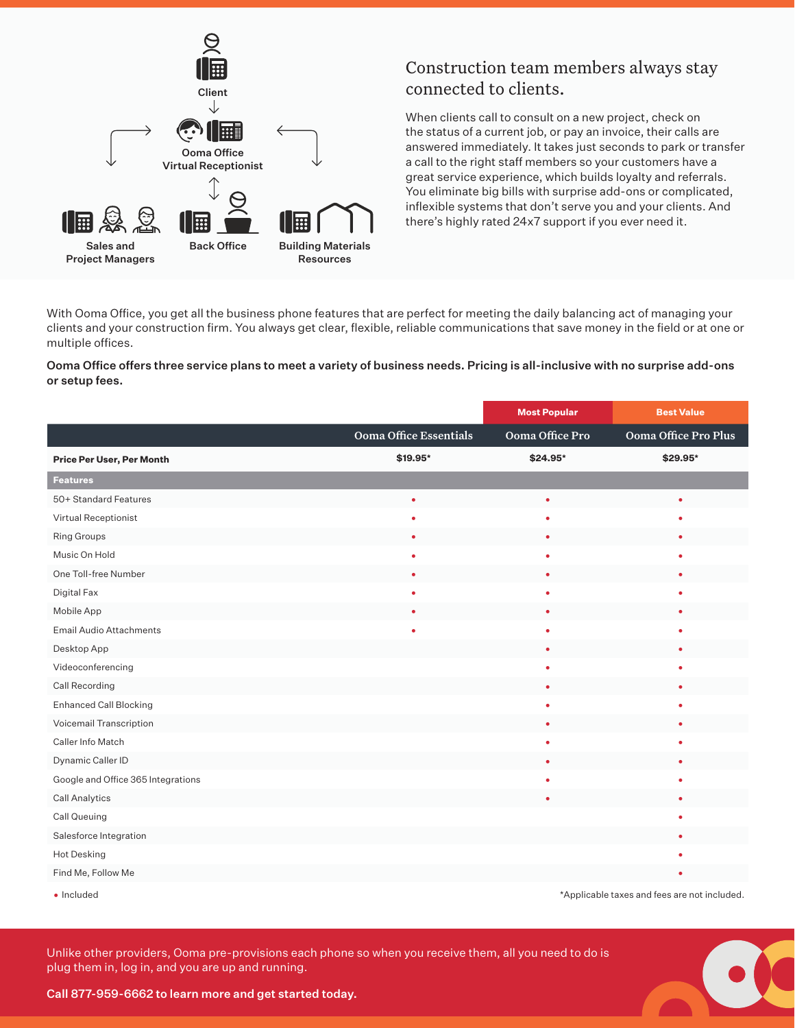Client

Ooma Office Virtual Receptionist

Sales and Project Managers

Back Office

Building Materials Resources

## Construction team members always stay connected to clients.

When clients call to consult on a new project, check on the status of a current job, or pay an invoice, their calls are answered immediately. It takes just seconds to park or transfer a call to the right staff members so your customers have a great service experience, which builds loyalty and referrals. You eliminate big bills with surprise add-ons or complicated, inflexible systems that don't serve you and your clients. And there's highly rated 24x7 support if you ever need it.

With Ooma Office, you get all the business phone features that are perfect for meeting the daily balancing act of managing your clients and your construction firm. You always get clear, flexible, reliable communications that save money in the field or at one or multiple offices.

**Ooma Office offers three service plans to meet a variety of business needs. Pricing is all-inclusive with no surprise add-ons or setup fees.**

| | | Most Popular | Best Value |
|---|---|---|---|
| | **Ooma Office Essentials** | **Ooma Office Pro** | **Ooma Office Pro Plus** |
| **Price Per User, Per Month** | **$19.95*** | **$24.95*** | **$29.95*** |
| **Features** | | | |
| 50+ Standard Features | • | • | • |
| Virtual Receptionist | • | • | • |
| Ring Groups | • | • | • |
| Music On Hold | • | • | • |
| One Toll-free Number | • | • | • |
| Digital Fax | • | • | • |
| Mobile App | • | • | • |
| Email Audio Attachments | • | • | • |
| Desktop App | | • | • |
| Videoconferencing | | • | • |
| Call Recording | | • | • |
| Enhanced Call Blocking | | • | • |
| Voicemail Transcription | | • | • |
| Caller Info Match | | • | • |
| Dynamic Caller ID | | • | • |
| Google and Office 365 Integrations | | • | • |
| Call Analytics | | • | • |
| Call Queuing | | | • |
| Salesforce Integration | | | • |
| Hot Desking | | | • |
| Find Me, Follow Me | | | • |

• Included

*Applicable taxes and fees are not included.

Unlike other providers, Ooma pre-provisions each phone so when you receive them, all you need to do is plug them in, log in, and you are up and running.

**Call 877-959-6662 to learn more and get started today.**